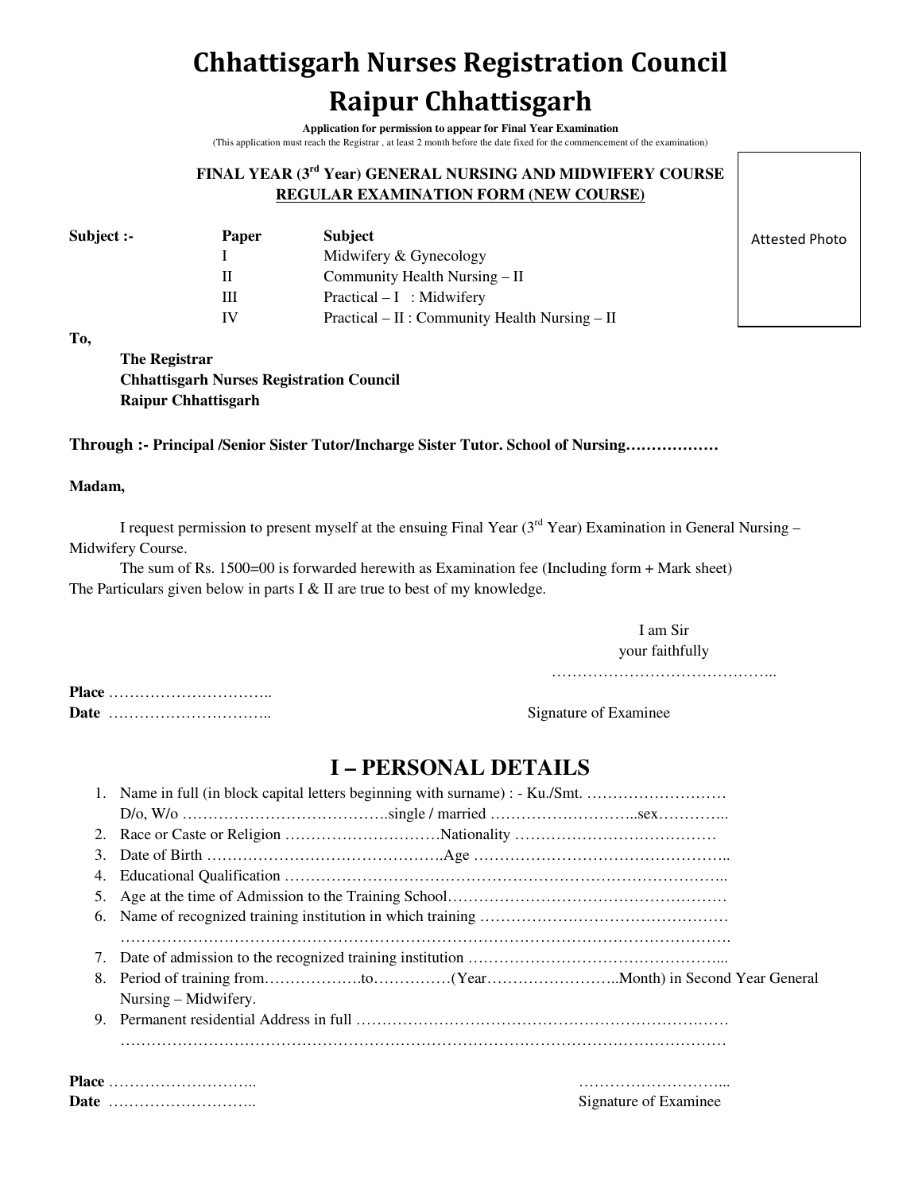# Chhattisgarh Nurses Registration Council
# Raipur Chhattisgarh

**Application for permission to appear for Final Year Examination**

(This application must reach the Registrar , at least 2 month before the date fixed for the commencement of the examination)

**FINAL YEAR (3rd Year) GENERAL NURSING AND MIDWIFERY COURSE**
**REGULAR EXAMINATION FORM (NEW COURSE)**

Attested Photo

**Subject :-**

| Paper | Subject |
|---|---|
| I | Midwifery & Gynecology |
| II | Community Health Nursing – II |
| III | Practical – I : Midwifery |
| IV | Practical – II : Community Health Nursing – II |

**To,**

**The Registrar**
**Chhattisgarh Nurses Registration Council**
**Raipur Chhattisgarh**

**Through :- Principal /Senior Sister Tutor/Incharge Sister Tutor. School of Nursing………………**

**Madam,**

I request permission to present myself at the ensuing Final Year (3rd Year) Examination in General Nursing – Midwifery Course.

The sum of Rs. 1500=00 is forwarded herewith as Examination fee (Including form + Mark sheet)
The Particulars given below in parts I & II are true to best of my knowledge.

I am Sir
your faithfully
……………………………………..

**Place** …………………………..
**Date** …………………………..

Signature of Examinee

## I – PERSONAL DETAILS

1. Name in full (in block capital letters beginning with surname) : - Ku./Smt. ………………………
   D/o, W/o ………………………………….single / married ………………………..sex………….
2. Race or Caste or Religion …………………………Nationality …………………………………
3. Date of Birth ……………………………………….Age ………………………………………..
4. Educational Qualification ………………………………………………………………………..
5. Age at the time of Admission to the Training School……………………………………………
6. Name of recognized training institution in which training ………………………………………
   …………………………………………………………………………………………………………
7. Date of admission to the recognized training institution ………………………………………...
8. Period of training from……………….to……………(Year……………………..Month) in Second Year General Nursing – Midwifery.
9. Permanent residential Address in full …………………………………………………………
   …………………………………………………………………………………………………………

**Place** ………………………..
**Date** ………………………..

………………………...
Signature of Examinee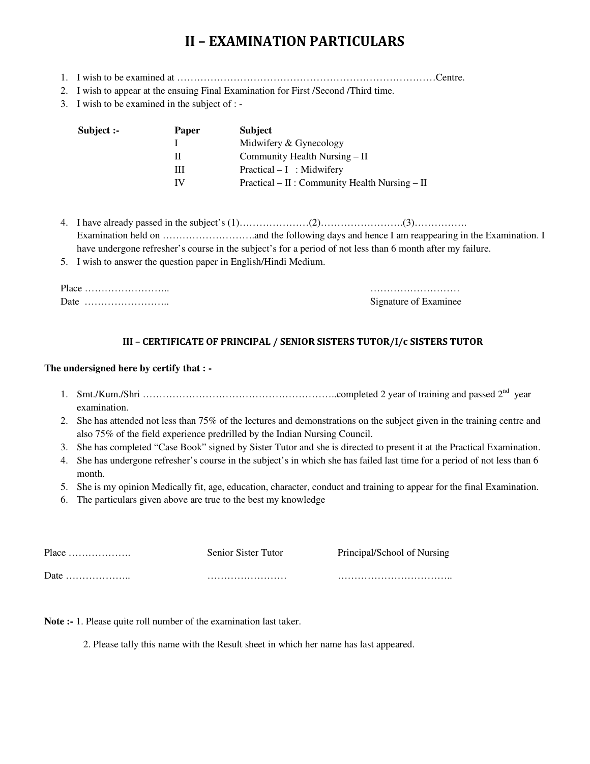# II – EXAMINATION PARTICULARS

1. I wish to be examined at ……………………………………………………………………Centre.
2. I wish to appear at the ensuing Final Examination for First /Second /Third time.
3. I wish to be examined in the subject of : -

| Subject :- | Paper | Subject |
|---|---|---|
| | I | Midwifery & Gynecology |
| | II | Community Health Nursing – II |
| | III | Practical – I : Midwifery |
| | IV | Practical – II : Community Health Nursing – II |

4. I have already passed in the subject's (1)…………………(2)…………………….(3)…………….
   Examination held on ……………………….and the following days and hence I am reappearing in the Examination. I have undergone refresher's course in the subject's for a period of not less than 6 month after my failure.
5. I wish to answer the question paper in English/Hindi Medium.

Place ……………………..

Date ……………………..

………………………

Signature of Examinee

### III – CERTIFICATE OF PRINCIPAL / SENIOR SISTERS TUTOR/I/c SISTERS TUTOR

**The undersigned here by certify that : -**

1. Smt./Kum./Shri …………………………………………………..completed 2 year of training and passed 2nd year examination.
2. She has attended not less than 75% of the lectures and demonstrations on the subject given in the training centre and also 75% of the field experience predrilled by the Indian Nursing Council.
3. She has completed "Case Book" signed by Sister Tutor and she is directed to present it at the Practical Examination.
4. She has undergone refresher's course in the subject's in which she has failed last time for a period of not less than 6 month.
5. She is my opinion Medically fit, age, education, character, conduct and training to appear for the final Examination.
6. The particulars given above are true to the best my knowledge

Place ……………….

Date ………………..

Senior Sister Tutor

……………………

Principal/School of Nursing

……………………………..

**Note :-** 1. Please quite roll number of the examination last taker.

2. Please tally this name with the Result sheet in which her name has last appeared.